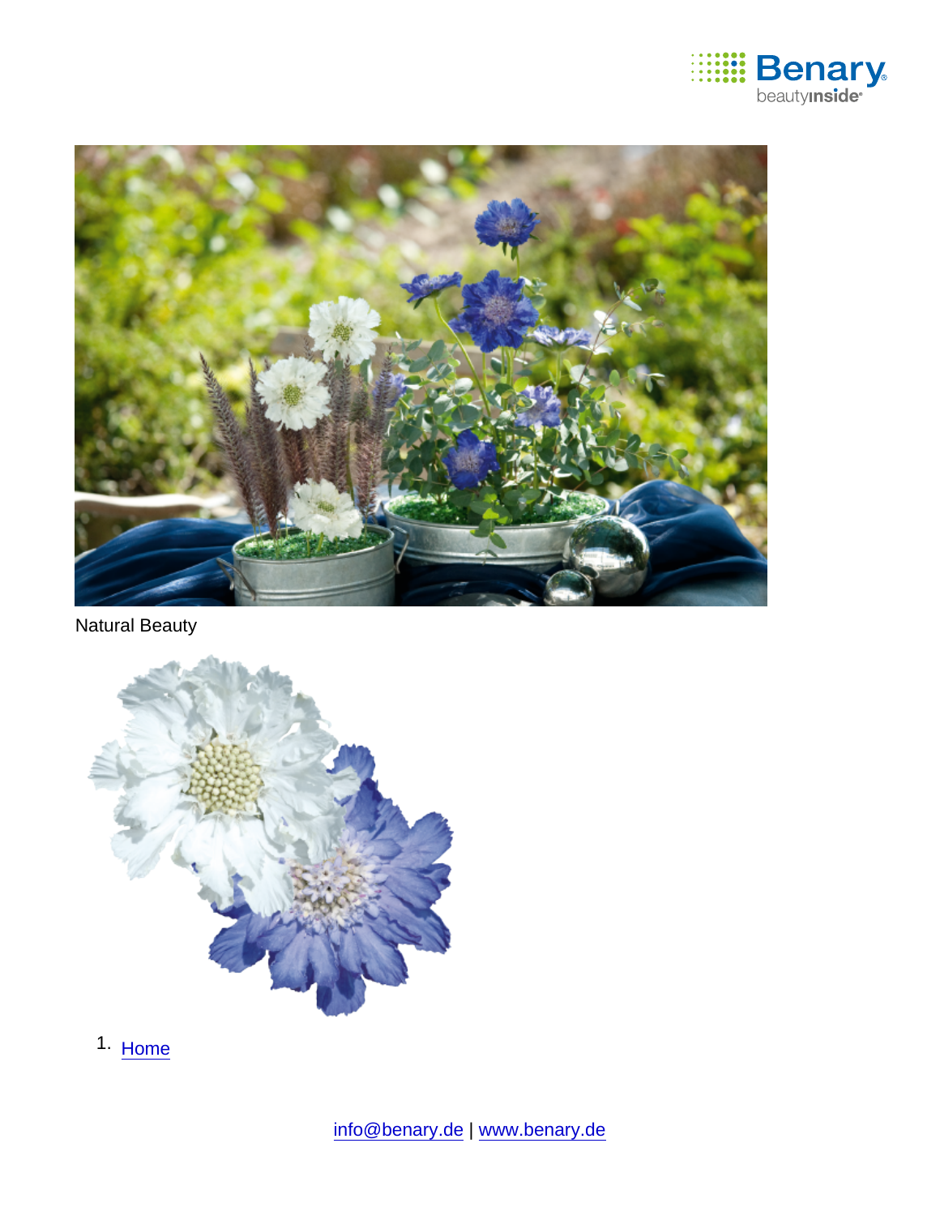Natural Beauty

1. Home

info@benary.de | www.benary.de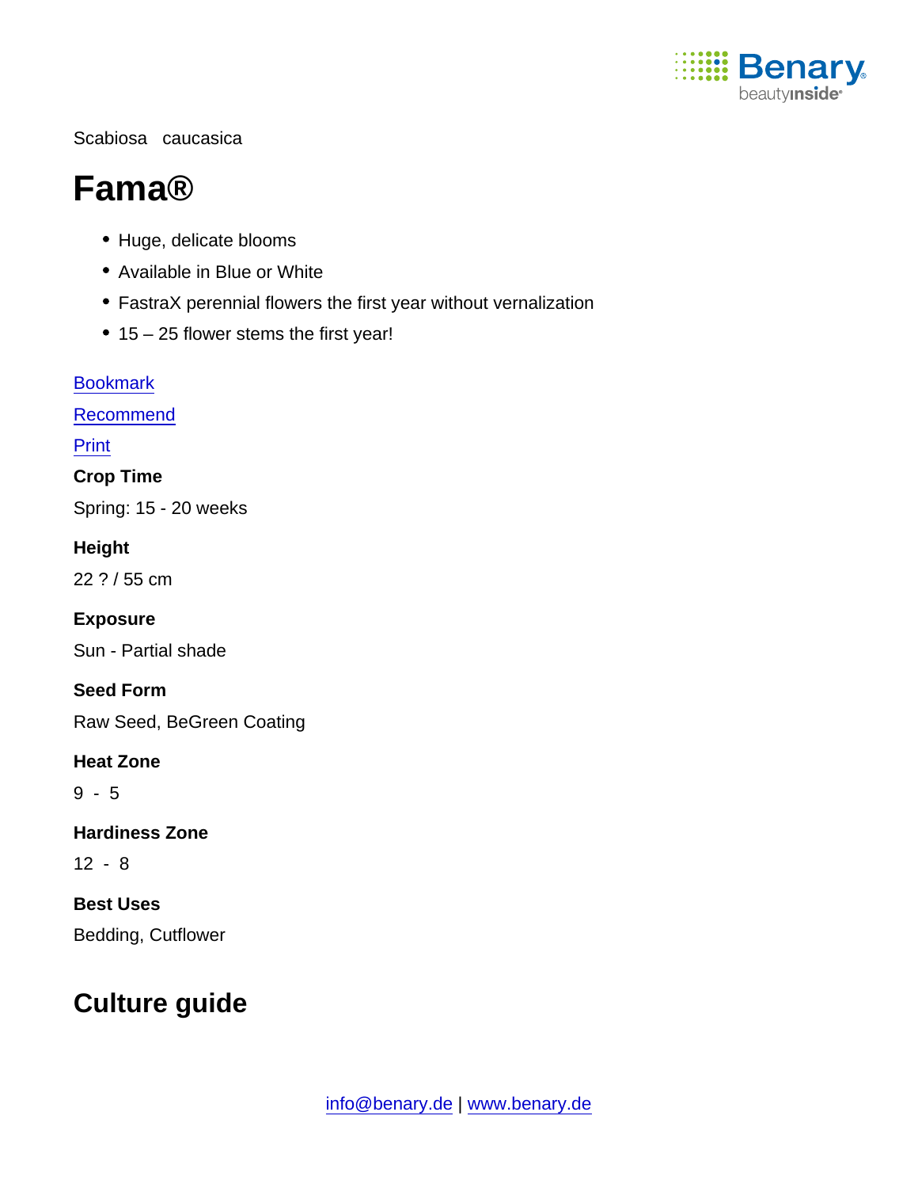Scabiosa caucasica

# Fama®

- Huge, delicate blooms
- Available in Blue or White
- FastraX perennial flowers the first year without vernalization
- 15 – 25 flower stems the first year!

Bookmark

Recommend

Print

**Crop Time**

Spring: 15 - 20 weeks

**Height**

22 ? / 55 cm

**Exposure**

Sun - Partial shade

**Seed Form**

Raw Seed, BeGreen Coating

**Heat Zone**

9 - 5

**Hardiness Zone**

12 - 8

**Best Uses**

Bedding, Cutflower

## Culture guide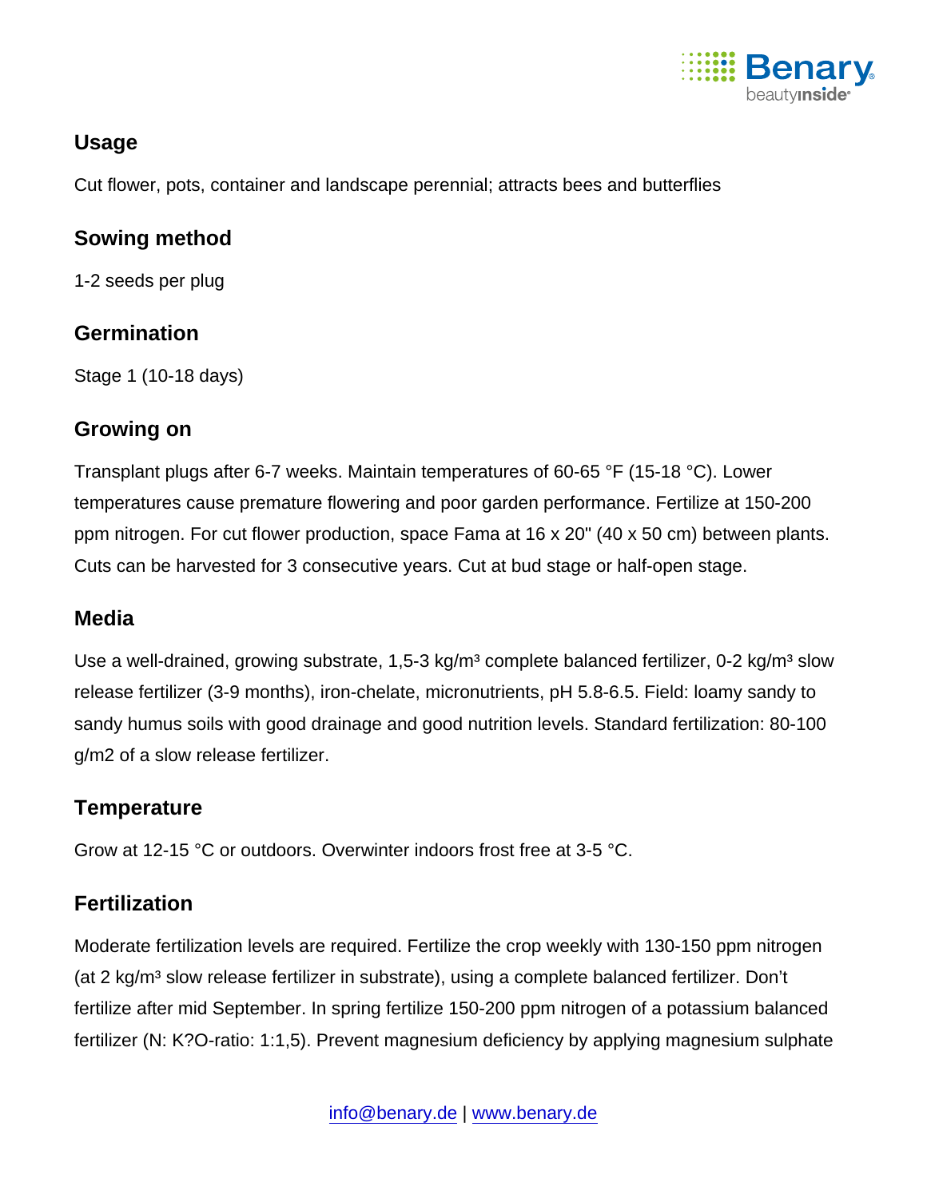## Usage

Cut flower, pots, container and landscape perennial; attracts bees and butterflies

## Sowing method

1-2 seeds per plug

## Germination

Stage 1 (10-18 days)

## Growing on

Transplant plugs after 6-7 weeks. Maintain temperatures of 60-65 °F (15-18 °C). Lower temperatures cause premature flowering and poor garden performance. Fertilize at 150-200 ppm nitrogen. For cut flower production, space Fama at 16 x 20" (40 x 50 cm) between plants. Cuts can be harvested for 3 consecutive years. Cut at bud stage or half-open stage.

## Media

Use a well-drained, growing substrate, 1,5-3 kg/m³ complete balanced fertilizer, 0-2 kg/m³ slow release fertilizer (3-9 months), iron-chelate, micronutrients, pH 5.8-6.5. Field: loamy sandy to sandy humus soils with good drainage and good nutrition levels. Standard fertilization: 80-100 g/m2 of a slow release fertilizer.

## Temperature

Grow at 12-15 °C or outdoors. Overwinter indoors frost free at 3-5 °C.

## Fertilization

Moderate fertilization levels are required. Fertilize the crop weekly with 130-150 ppm nitrogen (at 2 kg/m³ slow release fertilizer in substrate), using a complete balanced fertilizer. Don't fertilize after mid September. In spring fertilize 150-200 ppm nitrogen of a potassium balanced fertilizer (N: K?O-ratio: 1:1,5). Prevent magnesium deficiency by applying magnesium sulphate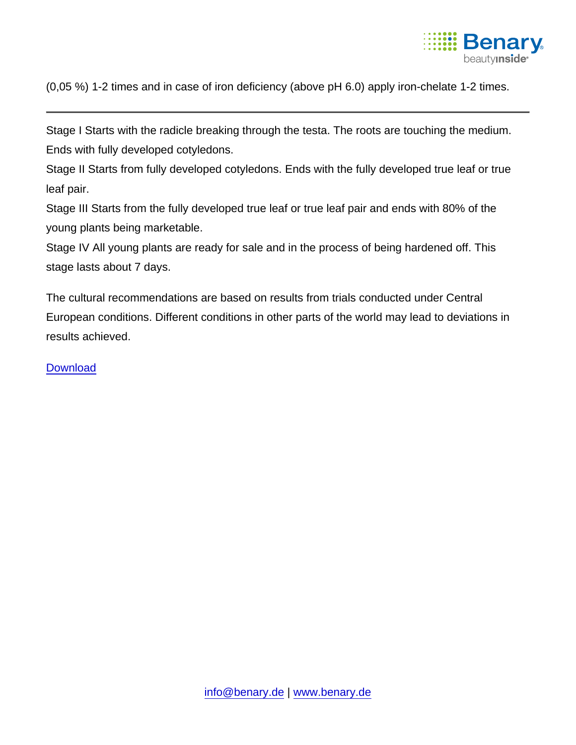(0,05 %) 1-2 times and in case of iron deficiency (above pH 6.0) apply iron-chelate 1-2 times.

---

Stage I Starts with the radicle breaking through the testa. The roots are touching the medium. Ends with fully developed cotyledons.

Stage II Starts from fully developed cotyledons. Ends with the fully developed true leaf or true leaf pair.

Stage III Starts from the fully developed true leaf or true leaf pair and ends with 80% of the young plants being marketable.

Stage IV All young plants are ready for sale and in the process of being hardened off. This stage lasts about 7 days.

The cultural recommendations are based on results from trials conducted under Central European conditions. Different conditions in other parts of the world may lead to deviations in results achieved.

Download